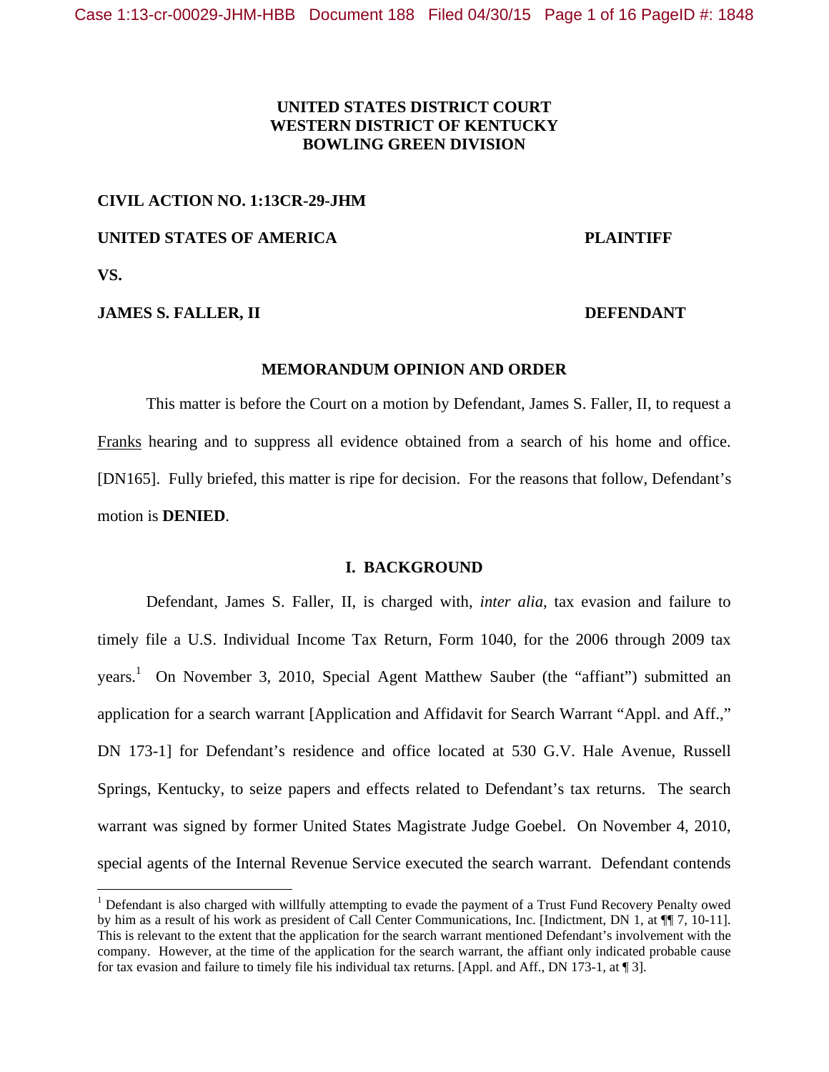**UNITED STATES DISTRICT COURT**
**WESTERN DISTRICT OF KENTUCKY**
**BOWLING GREEN DIVISION**

**CIVIL ACTION NO. 1:13CR-29-JHM**

**UNITED STATES OF AMERICA** **PLAINTIFF**

**VS.**

**JAMES S. FALLER, II** **DEFENDANT**

**MEMORANDUM OPINION AND ORDER**

This matter is before the Court on a motion by Defendant, James S. Faller, II, to request a Franks hearing and to suppress all evidence obtained from a search of his home and office. [DN165]. Fully briefed, this matter is ripe for decision. For the reasons that follow, Defendant's motion is **DENIED**.

## I. BACKGROUND

Defendant, James S. Faller, II, is charged with, *inter alia*, tax evasion and failure to timely file a U.S. Individual Income Tax Return, Form 1040, for the 2006 through 2009 tax years.[1] On November 3, 2010, Special Agent Matthew Sauber (the "affiant") submitted an application for a search warrant [Application and Affidavit for Search Warrant "Appl. and Aff.," DN 173-1] for Defendant's residence and office located at 530 G.V. Hale Avenue, Russell Springs, Kentucky, to seize papers and effects related to Defendant's tax returns. The search warrant was signed by former United States Magistrate Judge Goebel. On November 4, 2010, special agents of the Internal Revenue Service executed the search warrant. Defendant contends

[1] Defendant is also charged with willfully attempting to evade the payment of a Trust Fund Recovery Penalty owed by him as a result of his work as president of Call Center Communications, Inc. [Indictment, DN 1, at ¶¶ 7, 10-11]. This is relevant to the extent that the application for the search warrant mentioned Defendant's involvement with the company. However, at the time of the application for the search warrant, the affiant only indicated probable cause for tax evasion and failure to timely file his individual tax returns. [Appl. and Aff., DN 173-1, at ¶ 3].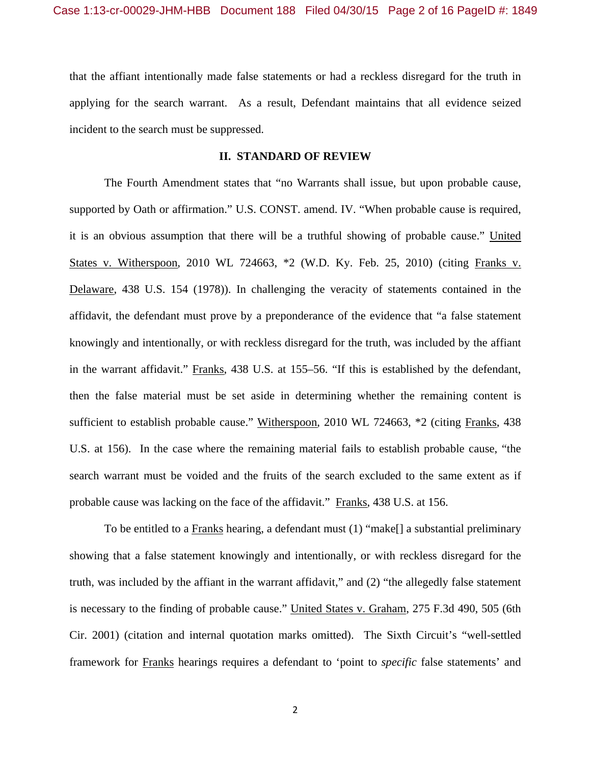that the affiant intentionally made false statements or had a reckless disregard for the truth in applying for the search warrant. As a result, Defendant maintains that all evidence seized incident to the search must be suppressed.

## II. STANDARD OF REVIEW

The Fourth Amendment states that "no Warrants shall issue, but upon probable cause, supported by Oath or affirmation." U.S. CONST. amend. IV. "When probable cause is required, it is an obvious assumption that there will be a truthful showing of probable cause." United States v. Witherspoon, 2010 WL 724663, *2 (W.D. Ky. Feb. 25, 2010) (citing Franks v. Delaware, 438 U.S. 154 (1978)). In challenging the veracity of statements contained in the affidavit, the defendant must prove by a preponderance of the evidence that "a false statement knowingly and intentionally, or with reckless disregard for the truth, was included by the affiant in the warrant affidavit." Franks, 438 U.S. at 155–56. "If this is established by the defendant, then the false material must be set aside in determining whether the remaining content is sufficient to establish probable cause." Witherspoon, 2010 WL 724663, *2 (citing Franks, 438 U.S. at 156). In the case where the remaining material fails to establish probable cause, "the search warrant must be voided and the fruits of the search excluded to the same extent as if probable cause was lacking on the face of the affidavit." Franks, 438 U.S. at 156.

To be entitled to a Franks hearing, a defendant must (1) "make[] a substantial preliminary showing that a false statement knowingly and intentionally, or with reckless disregard for the truth, was included by the affiant in the warrant affidavit," and (2) "the allegedly false statement is necessary to the finding of probable cause." United States v. Graham, 275 F.3d 490, 505 (6th Cir. 2001) (citation and internal quotation marks omitted). The Sixth Circuit's "well-settled framework for Franks hearings requires a defendant to 'point to *specific* false statements' and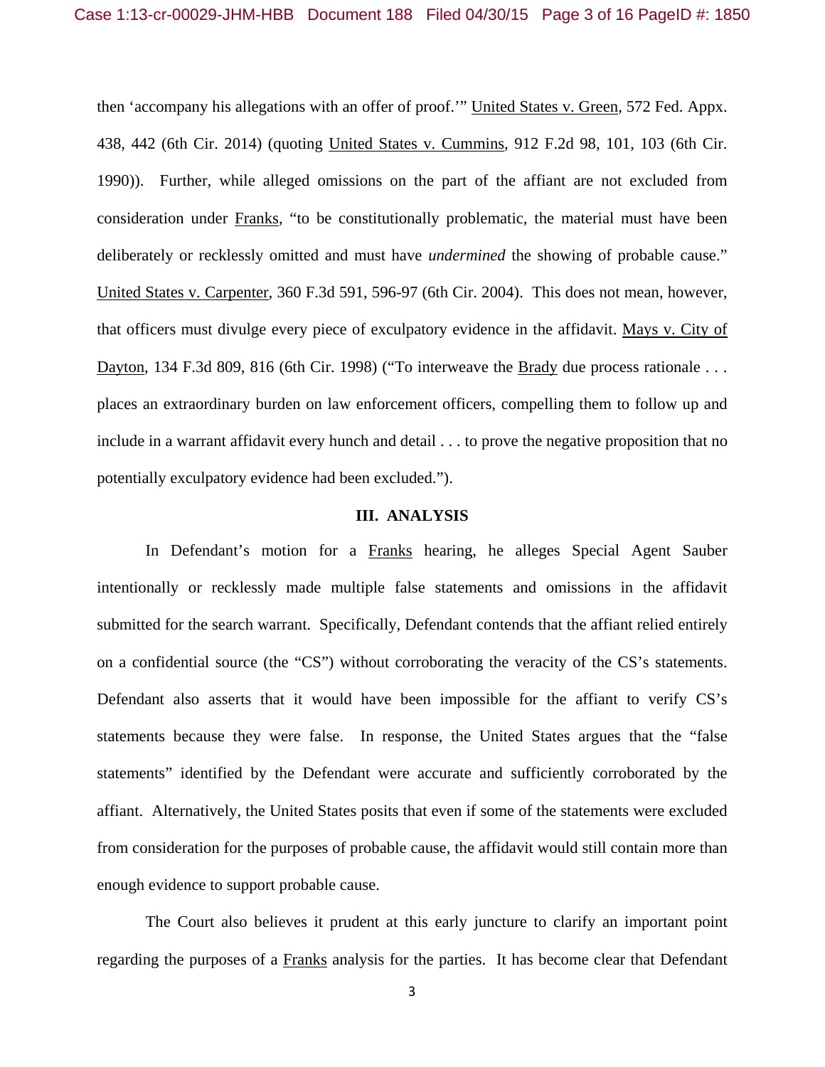then 'accompany his allegations with an offer of proof.'" United States v. Green, 572 Fed. Appx. 438, 442 (6th Cir. 2014) (quoting United States v. Cummins, 912 F.2d 98, 101, 103 (6th Cir. 1990)). Further, while alleged omissions on the part of the affiant are not excluded from consideration under Franks, "to be constitutionally problematic, the material must have been deliberately or recklessly omitted and must have *undermined* the showing of probable cause." United States v. Carpenter, 360 F.3d 591, 596-97 (6th Cir. 2004). This does not mean, however, that officers must divulge every piece of exculpatory evidence in the affidavit. Mays v. City of Dayton, 134 F.3d 809, 816 (6th Cir. 1998) ("To interweave the Brady due process rationale . . . places an extraordinary burden on law enforcement officers, compelling them to follow up and include in a warrant affidavit every hunch and detail . . . to prove the negative proposition that no potentially exculpatory evidence had been excluded.").

## III. ANALYSIS

In Defendant's motion for a Franks hearing, he alleges Special Agent Sauber intentionally or recklessly made multiple false statements and omissions in the affidavit submitted for the search warrant. Specifically, Defendant contends that the affiant relied entirely on a confidential source (the "CS") without corroborating the veracity of the CS's statements. Defendant also asserts that it would have been impossible for the affiant to verify CS's statements because they were false. In response, the United States argues that the "false statements" identified by the Defendant were accurate and sufficiently corroborated by the affiant. Alternatively, the United States posits that even if some of the statements were excluded from consideration for the purposes of probable cause, the affidavit would still contain more than enough evidence to support probable cause.

The Court also believes it prudent at this early juncture to clarify an important point regarding the purposes of a Franks analysis for the parties. It has become clear that Defendant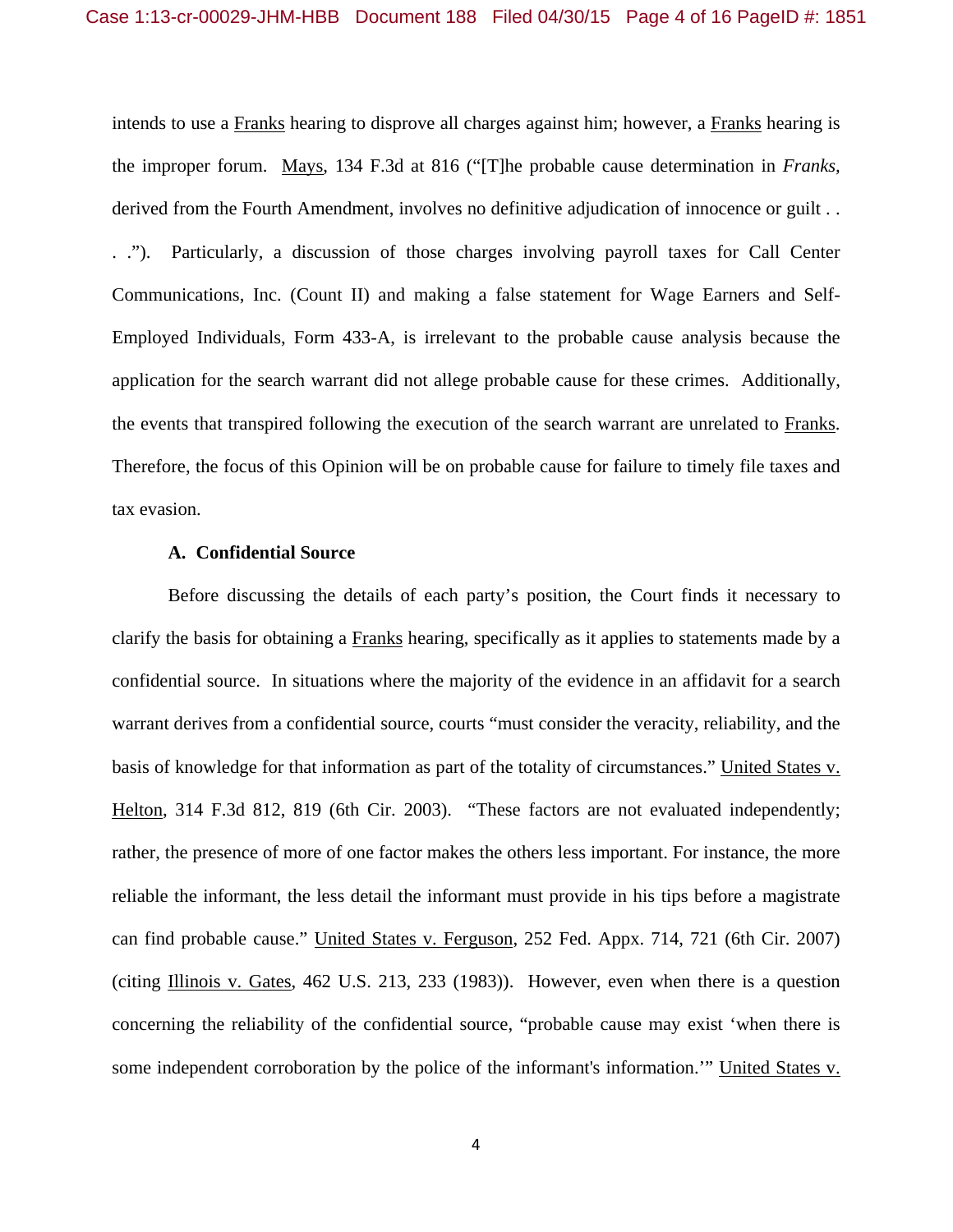intends to use a Franks hearing to disprove all charges against him; however, a Franks hearing is the improper forum. Mays, 134 F.3d at 816 ("[T]he probable cause determination in *Franks,* derived from the Fourth Amendment, involves no definitive adjudication of innocence or guilt . . . ."). Particularly, a discussion of those charges involving payroll taxes for Call Center Communications, Inc. (Count II) and making a false statement for Wage Earners and Self-Employed Individuals, Form 433-A, is irrelevant to the probable cause analysis because the application for the search warrant did not allege probable cause for these crimes. Additionally, the events that transpired following the execution of the search warrant are unrelated to Franks. Therefore, the focus of this Opinion will be on probable cause for failure to timely file taxes and tax evasion.

**A. Confidential Source**

Before discussing the details of each party's position, the Court finds it necessary to clarify the basis for obtaining a Franks hearing, specifically as it applies to statements made by a confidential source. In situations where the majority of the evidence in an affidavit for a search warrant derives from a confidential source, courts "must consider the veracity, reliability, and the basis of knowledge for that information as part of the totality of circumstances." United States v. Helton, 314 F.3d 812, 819 (6th Cir. 2003). "These factors are not evaluated independently; rather, the presence of more of one factor makes the others less important. For instance, the more reliable the informant, the less detail the informant must provide in his tips before a magistrate can find probable cause." United States v. Ferguson, 252 Fed. Appx. 714, 721 (6th Cir. 2007) (citing Illinois v. Gates, 462 U.S. 213, 233 (1983)). However, even when there is a question concerning the reliability of the confidential source, "probable cause may exist 'when there is some independent corroboration by the police of the informant's information.'" United States v.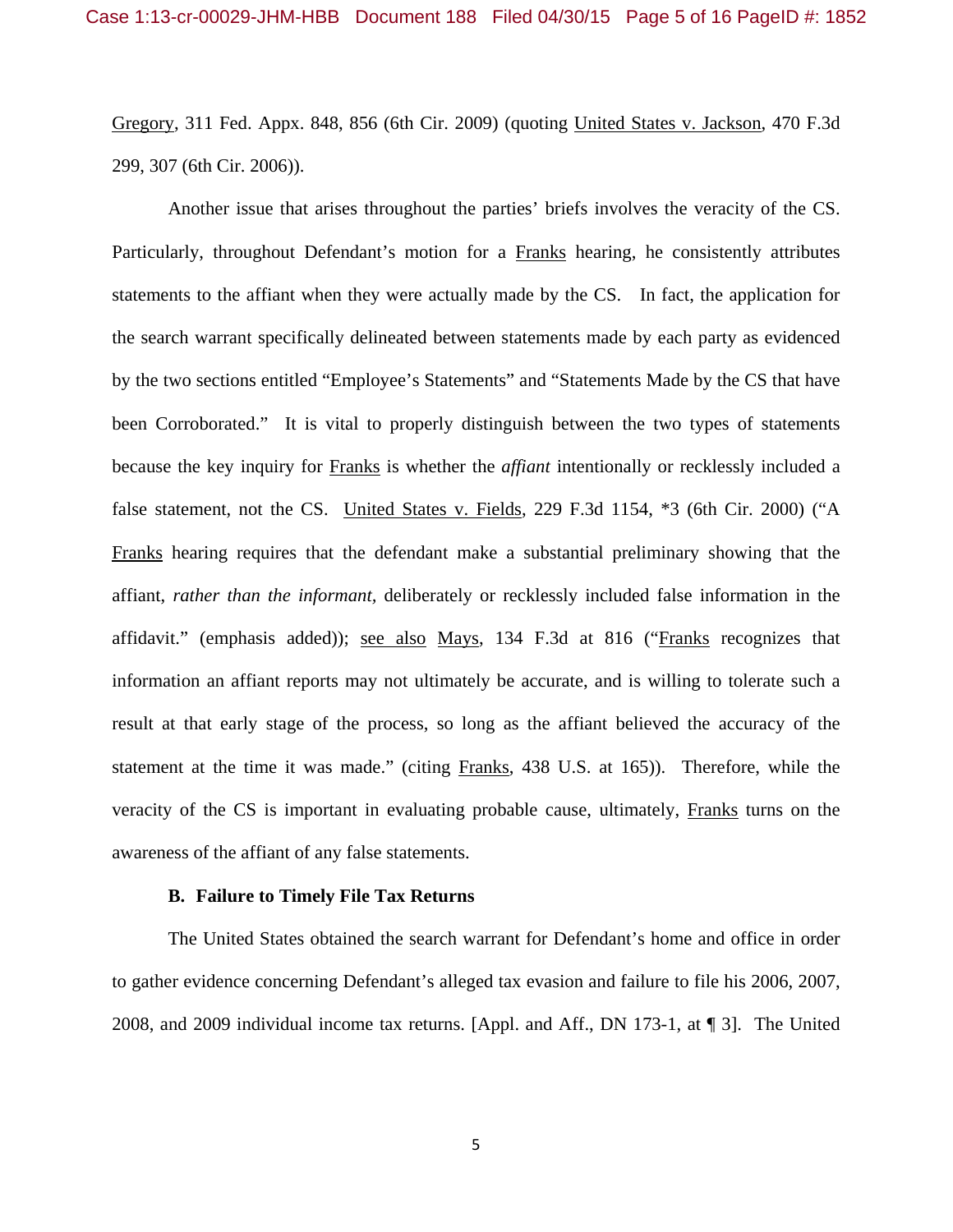Gregory, 311 Fed. Appx. 848, 856 (6th Cir. 2009) (quoting United States v. Jackson, 470 F.3d 299, 307 (6th Cir. 2006)).

Another issue that arises throughout the parties' briefs involves the veracity of the CS. Particularly, throughout Defendant's motion for a Franks hearing, he consistently attributes statements to the affiant when they were actually made by the CS. In fact, the application for the search warrant specifically delineated between statements made by each party as evidenced by the two sections entitled "Employee's Statements" and "Statements Made by the CS that have been Corroborated." It is vital to properly distinguish between the two types of statements because the key inquiry for Franks is whether the *affiant* intentionally or recklessly included a false statement, not the CS. United States v. Fields, 229 F.3d 1154, *3 (6th Cir. 2000) ("A Franks hearing requires that the defendant make a substantial preliminary showing that the affiant, *rather than the informant*, deliberately or recklessly included false information in the affidavit." (emphasis added)); see also Mays, 134 F.3d at 816 ("Franks recognizes that information an affiant reports may not ultimately be accurate, and is willing to tolerate such a result at that early stage of the process, so long as the affiant believed the accuracy of the statement at the time it was made." (citing Franks, 438 U.S. at 165)). Therefore, while the veracity of the CS is important in evaluating probable cause, ultimately, Franks turns on the awareness of the affiant of any false statements.

### B. Failure to Timely File Tax Returns

The United States obtained the search warrant for Defendant's home and office in order to gather evidence concerning Defendant's alleged tax evasion and failure to file his 2006, 2007, 2008, and 2009 individual income tax returns. [Appl. and Aff., DN 173-1, at ¶ 3]. The United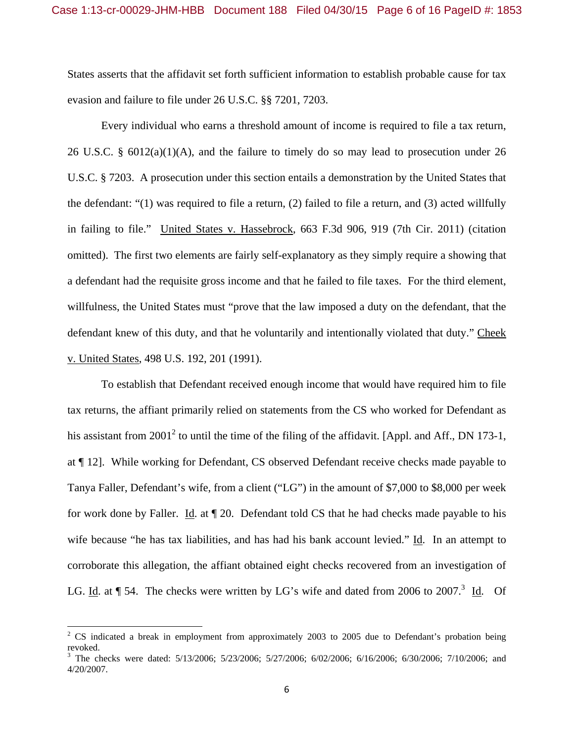States asserts that the affidavit set forth sufficient information to establish probable cause for tax evasion and failure to file under 26 U.S.C. §§ 7201, 7203.

Every individual who earns a threshold amount of income is required to file a tax return, 26 U.S.C. § 6012(a)(1)(A), and the failure to timely do so may lead to prosecution under 26 U.S.C. § 7203. A prosecution under this section entails a demonstration by the United States that the defendant: "(1) was required to file a return, (2) failed to file a return, and (3) acted willfully in failing to file." United States v. Hassebrock, 663 F.3d 906, 919 (7th Cir. 2011) (citation omitted). The first two elements are fairly self-explanatory as they simply require a showing that a defendant had the requisite gross income and that he failed to file taxes. For the third element, willfulness, the United States must "prove that the law imposed a duty on the defendant, that the defendant knew of this duty, and that he voluntarily and intentionally violated that duty." Cheek v. United States, 498 U.S. 192, 201 (1991).

To establish that Defendant received enough income that would have required him to file tax returns, the affiant primarily relied on statements from the CS who worked for Defendant as his assistant from 2001[2] to until the time of the filing of the affidavit. [Appl. and Aff., DN 173-1, at ¶ 12]. While working for Defendant, CS observed Defendant receive checks made payable to Tanya Faller, Defendant's wife, from a client ("LG") in the amount of $7,000 to $8,000 per week for work done by Faller. Id. at ¶ 20. Defendant told CS that he had checks made payable to his wife because "he has tax liabilities, and has had his bank account levied." Id. In an attempt to corroborate this allegation, the affiant obtained eight checks recovered from an investigation of LG. Id. at ¶ 54. The checks were written by LG's wife and dated from 2006 to 2007.[3] Id. Of

---

[2] CS indicated a break in employment from approximately 2003 to 2005 due to Defendant's probation being revoked.

[3] The checks were dated: 5/13/2006; 5/23/2006; 5/27/2006; 6/02/2006; 6/16/2006; 6/30/2006; 7/10/2006; and 4/20/2007.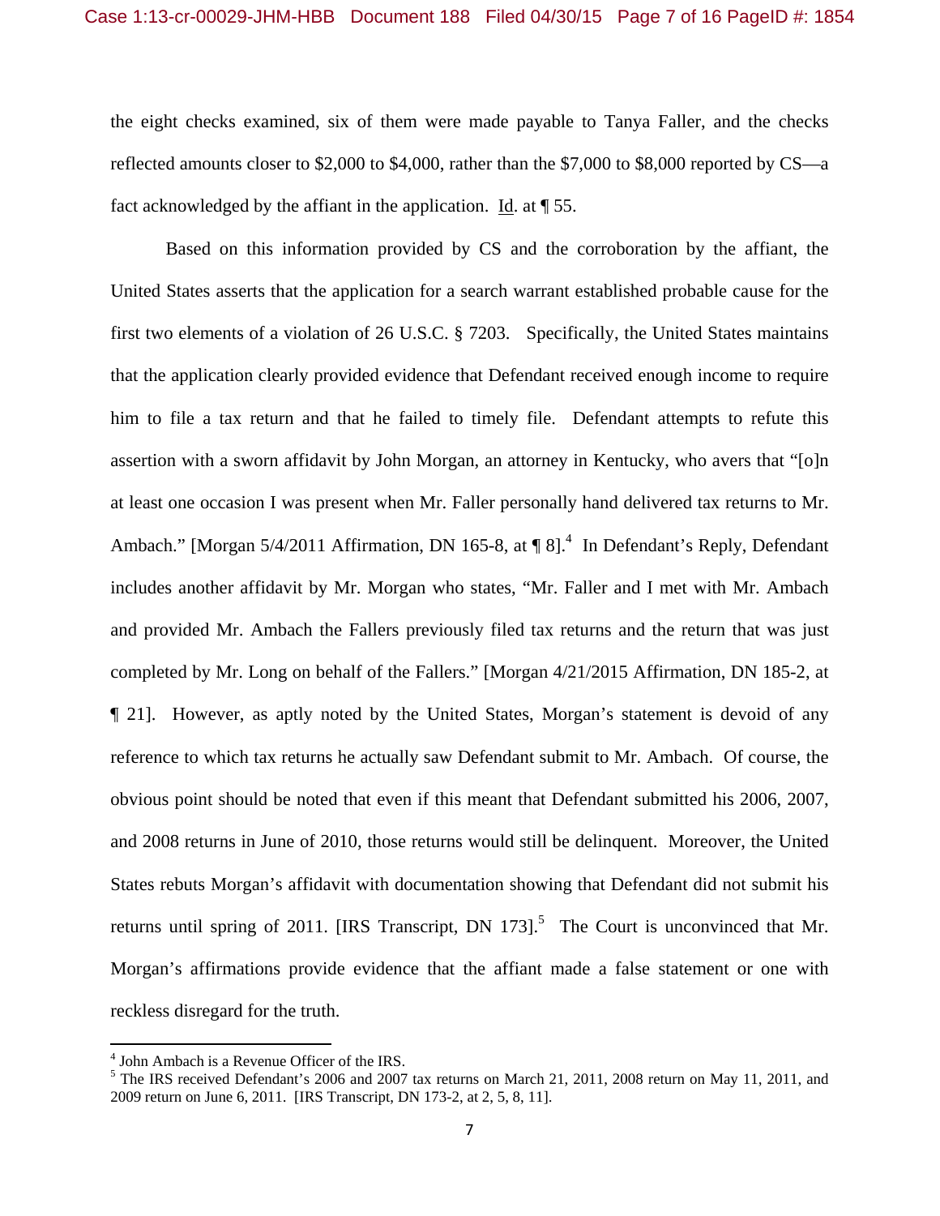the eight checks examined, six of them were made payable to Tanya Faller, and the checks reflected amounts closer to $2,000 to $4,000, rather than the $7,000 to $8,000 reported by CS—a fact acknowledged by the affiant in the application. Id. at ¶ 55.

Based on this information provided by CS and the corroboration by the affiant, the United States asserts that the application for a search warrant established probable cause for the first two elements of a violation of 26 U.S.C. § 7203. Specifically, the United States maintains that the application clearly provided evidence that Defendant received enough income to require him to file a tax return and that he failed to timely file. Defendant attempts to refute this assertion with a sworn affidavit by John Morgan, an attorney in Kentucky, who avers that "[o]n at least one occasion I was present when Mr. Faller personally hand delivered tax returns to Mr. Ambach." [Morgan 5/4/2011 Affirmation, DN 165-8, at ¶ 8].[4] In Defendant's Reply, Defendant includes another affidavit by Mr. Morgan who states, "Mr. Faller and I met with Mr. Ambach and provided Mr. Ambach the Fallers previously filed tax returns and the return that was just completed by Mr. Long on behalf of the Fallers." [Morgan 4/21/2015 Affirmation, DN 185-2, at ¶ 21]. However, as aptly noted by the United States, Morgan's statement is devoid of any reference to which tax returns he actually saw Defendant submit to Mr. Ambach. Of course, the obvious point should be noted that even if this meant that Defendant submitted his 2006, 2007, and 2008 returns in June of 2010, those returns would still be delinquent. Moreover, the United States rebuts Morgan's affidavit with documentation showing that Defendant did not submit his returns until spring of 2011. [IRS Transcript, DN 173].[5] The Court is unconvinced that Mr. Morgan's affirmations provide evidence that the affiant made a false statement or one with reckless disregard for the truth.

---

[4] John Ambach is a Revenue Officer of the IRS.

[5] The IRS received Defendant's 2006 and 2007 tax returns on March 21, 2011, 2008 return on May 11, 2011, and 2009 return on June 6, 2011. [IRS Transcript, DN 173-2, at 2, 5, 8, 11].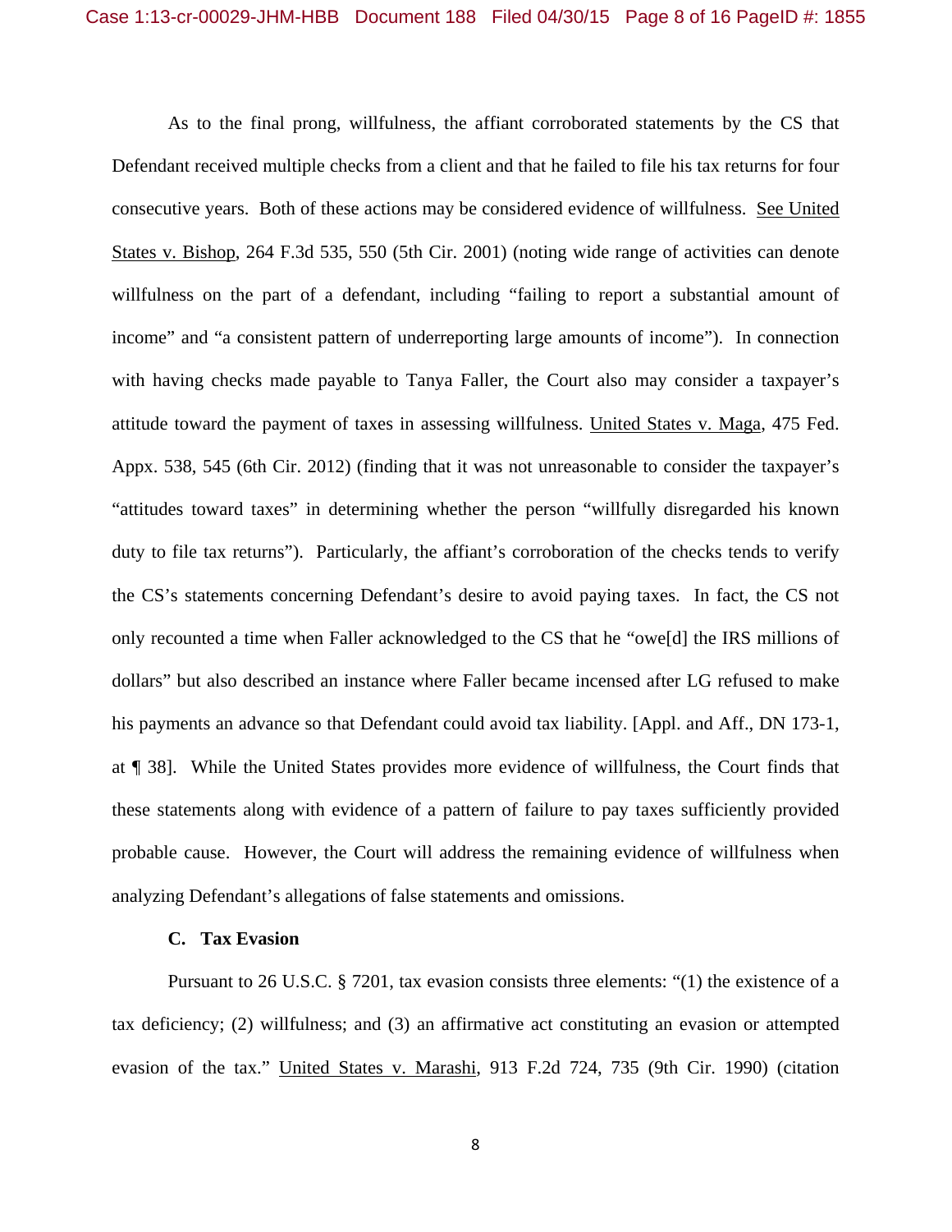As to the final prong, willfulness, the affiant corroborated statements by the CS that Defendant received multiple checks from a client and that he failed to file his tax returns for four consecutive years. Both of these actions may be considered evidence of willfulness. See United States v. Bishop, 264 F.3d 535, 550 (5th Cir. 2001) (noting wide range of activities can denote willfulness on the part of a defendant, including "failing to report a substantial amount of income" and "a consistent pattern of underreporting large amounts of income"). In connection with having checks made payable to Tanya Faller, the Court also may consider a taxpayer's attitude toward the payment of taxes in assessing willfulness. United States v. Maga, 475 Fed. Appx. 538, 545 (6th Cir. 2012) (finding that it was not unreasonable to consider the taxpayer's "attitudes toward taxes" in determining whether the person "willfully disregarded his known duty to file tax returns"). Particularly, the affiant's corroboration of the checks tends to verify the CS's statements concerning Defendant's desire to avoid paying taxes. In fact, the CS not only recounted a time when Faller acknowledged to the CS that he "owe[d] the IRS millions of dollars" but also described an instance where Faller became incensed after LG refused to make his payments an advance so that Defendant could avoid tax liability. [Appl. and Aff., DN 173-1, at ¶ 38]. While the United States provides more evidence of willfulness, the Court finds that these statements along with evidence of a pattern of failure to pay taxes sufficiently provided probable cause. However, the Court will address the remaining evidence of willfulness when analyzing Defendant's allegations of false statements and omissions.

### C. Tax Evasion

Pursuant to 26 U.S.C. § 7201, tax evasion consists three elements: "(1) the existence of a tax deficiency; (2) willfulness; and (3) an affirmative act constituting an evasion or attempted evasion of the tax." United States v. Marashi, 913 F.2d 724, 735 (9th Cir. 1990) (citation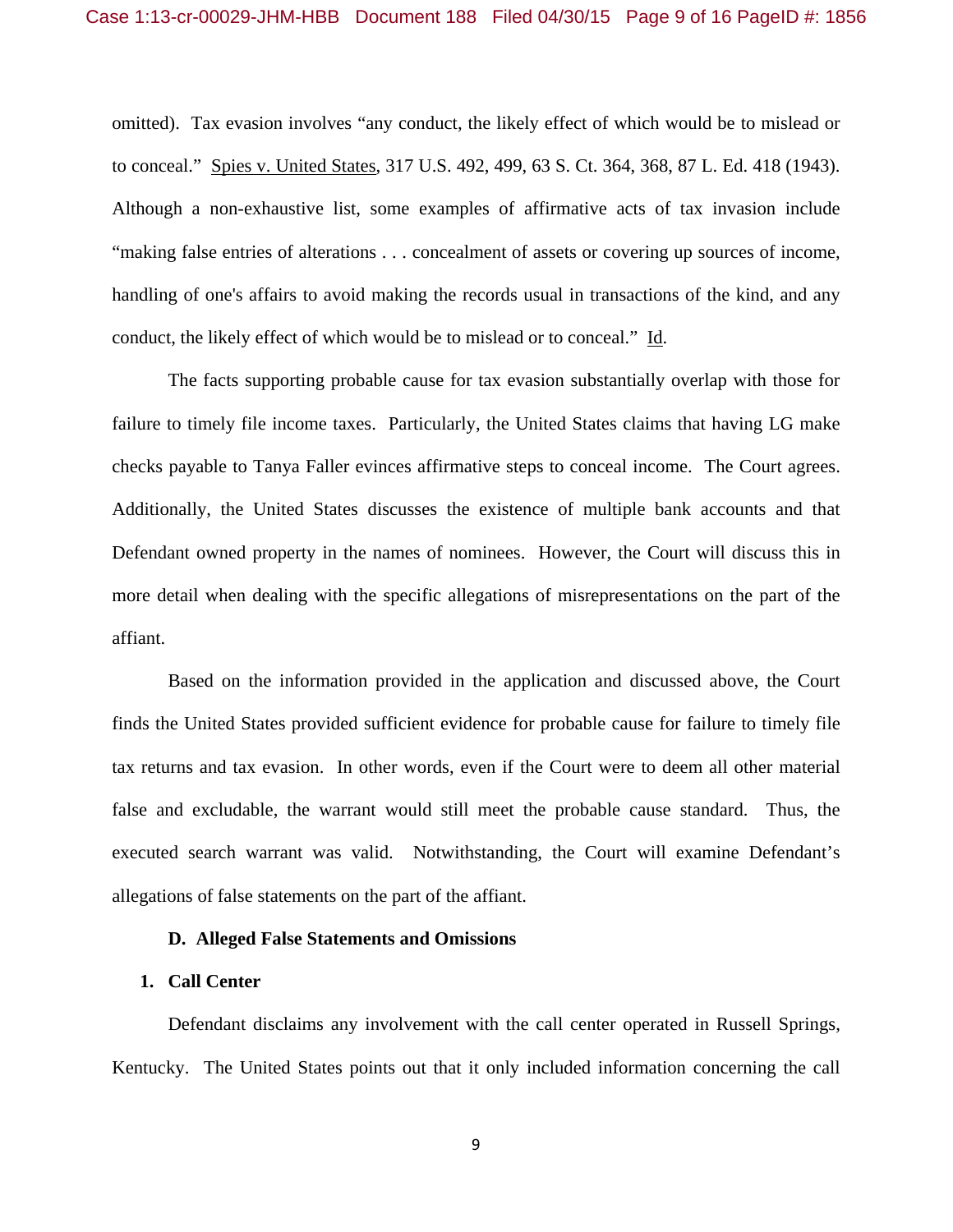omitted). Tax evasion involves "any conduct, the likely effect of which would be to mislead or to conceal." Spies v. United States, 317 U.S. 492, 499, 63 S. Ct. 364, 368, 87 L. Ed. 418 (1943). Although a non-exhaustive list, some examples of affirmative acts of tax invasion include "making false entries of alterations . . . concealment of assets or covering up sources of income, handling of one's affairs to avoid making the records usual in transactions of the kind, and any conduct, the likely effect of which would be to mislead or to conceal." Id.

The facts supporting probable cause for tax evasion substantially overlap with those for failure to timely file income taxes. Particularly, the United States claims that having LG make checks payable to Tanya Faller evinces affirmative steps to conceal income. The Court agrees. Additionally, the United States discusses the existence of multiple bank accounts and that Defendant owned property in the names of nominees. However, the Court will discuss this in more detail when dealing with the specific allegations of misrepresentations on the part of the affiant.

Based on the information provided in the application and discussed above, the Court finds the United States provided sufficient evidence for probable cause for failure to timely file tax returns and tax evasion. In other words, even if the Court were to deem all other material false and excludable, the warrant would still meet the probable cause standard. Thus, the executed search warrant was valid. Notwithstanding, the Court will examine Defendant's allegations of false statements on the part of the affiant.

**D. Alleged False Statements and Omissions**

**1. Call Center**

Defendant disclaims any involvement with the call center operated in Russell Springs, Kentucky. The United States points out that it only included information concerning the call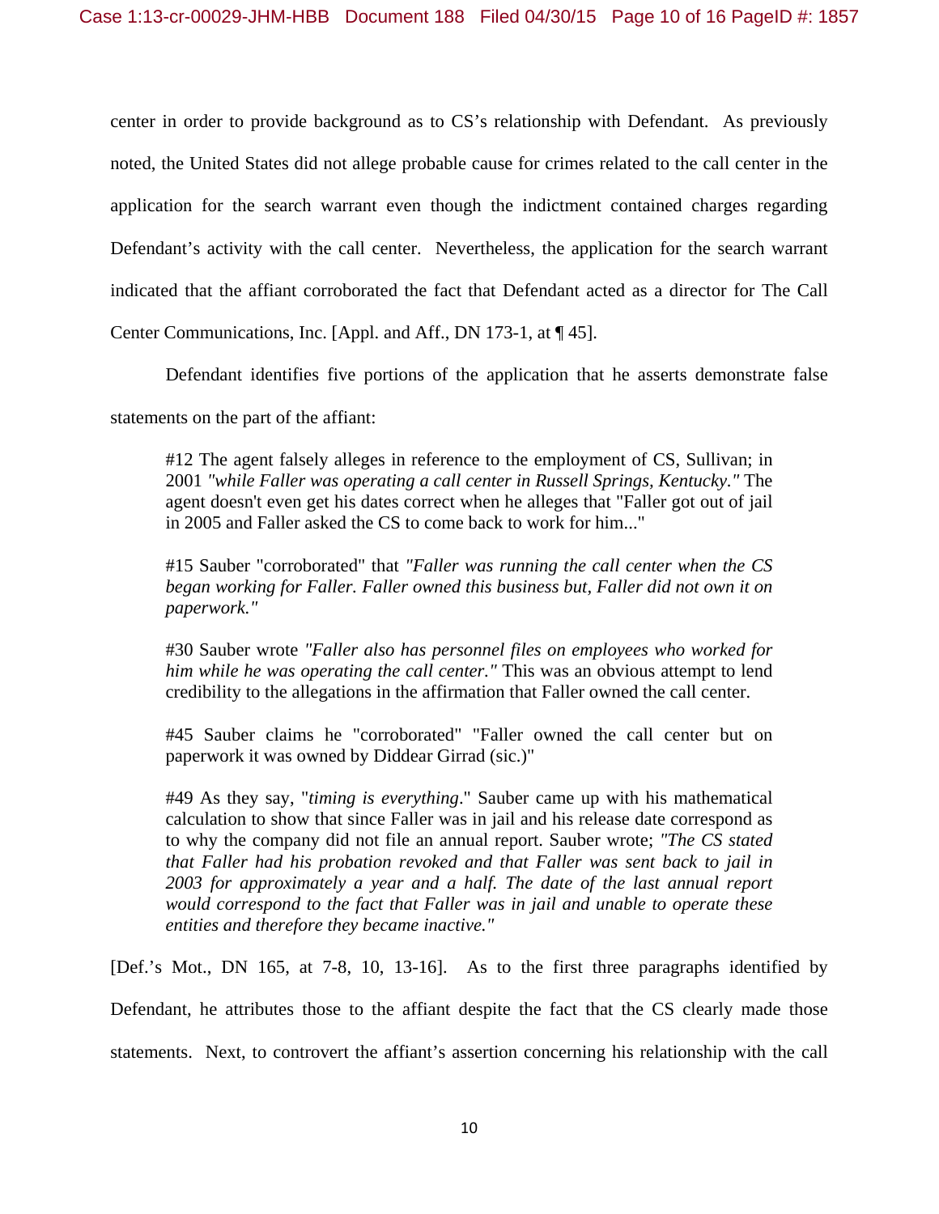center in order to provide background as to CS's relationship with Defendant. As previously noted, the United States did not allege probable cause for crimes related to the call center in the application for the search warrant even though the indictment contained charges regarding Defendant's activity with the call center. Nevertheless, the application for the search warrant indicated that the affiant corroborated the fact that Defendant acted as a director for The Call Center Communications, Inc. [Appl. and Aff., DN 173-1, at ¶ 45].

Defendant identifies five portions of the application that he asserts demonstrate false statements on the part of the affiant:

> #12 The agent falsely alleges in reference to the employment of CS, Sullivan; in 2001 *"while Faller was operating a call center in Russell Springs, Kentucky."* The agent doesn't even get his dates correct when he alleges that "Faller got out of jail in 2005 and Faller asked the CS to come back to work for him..."
>
> #15 Sauber "corroborated" that *"Faller was running the call center when the CS began working for Faller. Faller owned this business but, Faller did not own it on paperwork."*
>
> #30 Sauber wrote *"Faller also has personnel files on employees who worked for him while he was operating the call center."* This was an obvious attempt to lend credibility to the allegations in the affirmation that Faller owned the call center.
>
> #45 Sauber claims he "corroborated" "Faller owned the call center but on paperwork it was owned by Diddear Girrad (sic.)"
>
> #49 As they say, "*timing is everything*." Sauber came up with his mathematical calculation to show that since Faller was in jail and his release date correspond as to why the company did not file an annual report. Sauber wrote; *"The CS stated that Faller had his probation revoked and that Faller was sent back to jail in 2003 for approximately a year and a half. The date of the last annual report would correspond to the fact that Faller was in jail and unable to operate these entities and therefore they became inactive."*

[Def.'s Mot., DN 165, at 7-8, 10, 13-16]. As to the first three paragraphs identified by Defendant, he attributes those to the affiant despite the fact that the CS clearly made those statements. Next, to controvert the affiant's assertion concerning his relationship with the call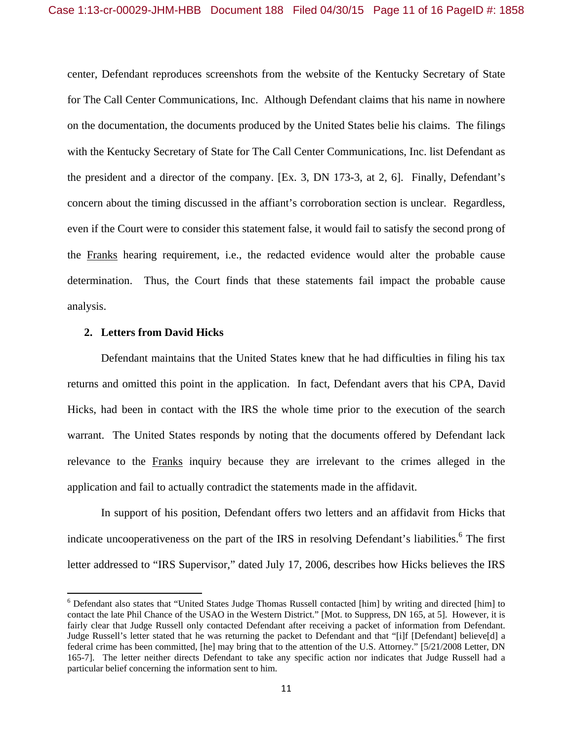center, Defendant reproduces screenshots from the website of the Kentucky Secretary of State for The Call Center Communications, Inc. Although Defendant claims that his name in nowhere on the documentation, the documents produced by the United States belie his claims. The filings with the Kentucky Secretary of State for The Call Center Communications, Inc. list Defendant as the president and a director of the company. [Ex. 3, DN 173-3, at 2, 6]. Finally, Defendant's concern about the timing discussed in the affiant's corroboration section is unclear. Regardless, even if the Court were to consider this statement false, it would fail to satisfy the second prong of the Franks hearing requirement, i.e., the redacted evidence would alter the probable cause determination. Thus, the Court finds that these statements fail impact the probable cause analysis.

**2. Letters from David Hicks**

Defendant maintains that the United States knew that he had difficulties in filing his tax returns and omitted this point in the application. In fact, Defendant avers that his CPA, David Hicks, had been in contact with the IRS the whole time prior to the execution of the search warrant. The United States responds by noting that the documents offered by Defendant lack relevance to the Franks inquiry because they are irrelevant to the crimes alleged in the application and fail to actually contradict the statements made in the affidavit.

In support of his position, Defendant offers two letters and an affidavit from Hicks that indicate uncooperativeness on the part of the IRS in resolving Defendant's liabilities.[6] The first letter addressed to "IRS Supervisor," dated July 17, 2006, describes how Hicks believes the IRS

---

[6] Defendant also states that "United States Judge Thomas Russell contacted [him] by writing and directed [him] to contact the late Phil Chance of the USAO in the Western District." [Mot. to Suppress, DN 165, at 5]. However, it is fairly clear that Judge Russell only contacted Defendant after receiving a packet of information from Defendant. Judge Russell's letter stated that he was returning the packet to Defendant and that "[i]f [Defendant] believe[d] a federal crime has been committed, [he] may bring that to the attention of the U.S. Attorney." [5/21/2008 Letter, DN 165-7]. The letter neither directs Defendant to take any specific action nor indicates that Judge Russell had a particular belief concerning the information sent to him.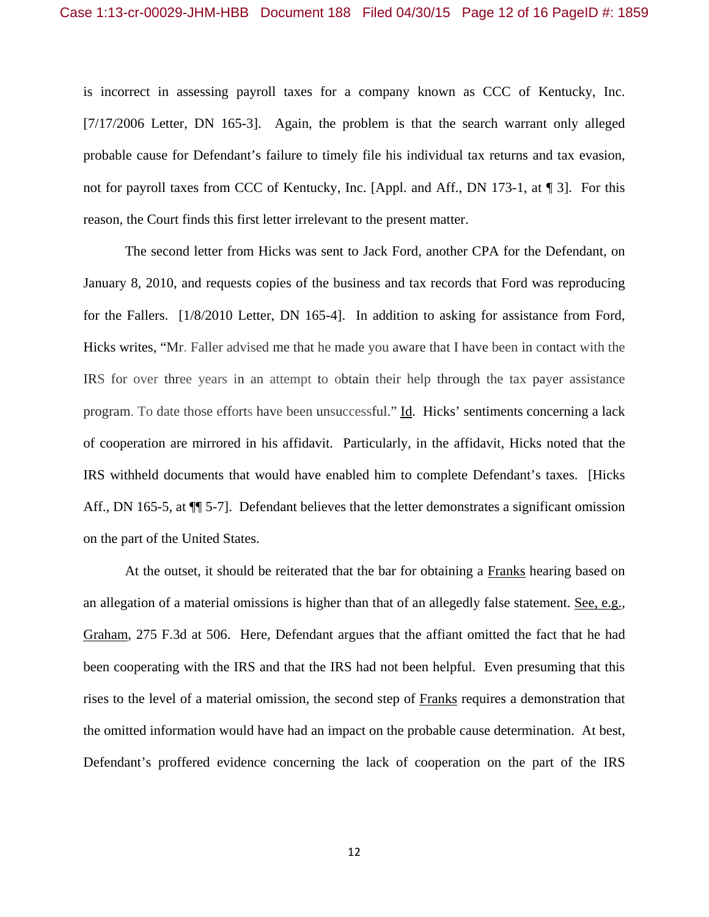is incorrect in assessing payroll taxes for a company known as CCC of Kentucky, Inc. [7/17/2006 Letter, DN 165-3]. Again, the problem is that the search warrant only alleged probable cause for Defendant's failure to timely file his individual tax returns and tax evasion, not for payroll taxes from CCC of Kentucky, Inc. [Appl. and Aff., DN 173-1, at ¶ 3]. For this reason, the Court finds this first letter irrelevant to the present matter.

The second letter from Hicks was sent to Jack Ford, another CPA for the Defendant, on January 8, 2010, and requests copies of the business and tax records that Ford was reproducing for the Fallers. [1/8/2010 Letter, DN 165-4]. In addition to asking for assistance from Ford, Hicks writes, "Mr. Faller advised me that he made you aware that I have been in contact with the IRS for over three years in an attempt to obtain their help through the tax payer assistance program. To date those efforts have been unsuccessful." Id. Hicks' sentiments concerning a lack of cooperation are mirrored in his affidavit. Particularly, in the affidavit, Hicks noted that the IRS withheld documents that would have enabled him to complete Defendant's taxes. [Hicks Aff., DN 165-5, at ¶¶ 5-7]. Defendant believes that the letter demonstrates a significant omission on the part of the United States.

At the outset, it should be reiterated that the bar for obtaining a Franks hearing based on an allegation of a material omissions is higher than that of an allegedly false statement. See, e.g., Graham, 275 F.3d at 506. Here, Defendant argues that the affiant omitted the fact that he had been cooperating with the IRS and that the IRS had not been helpful. Even presuming that this rises to the level of a material omission, the second step of Franks requires a demonstration that the omitted information would have had an impact on the probable cause determination. At best, Defendant's proffered evidence concerning the lack of cooperation on the part of the IRS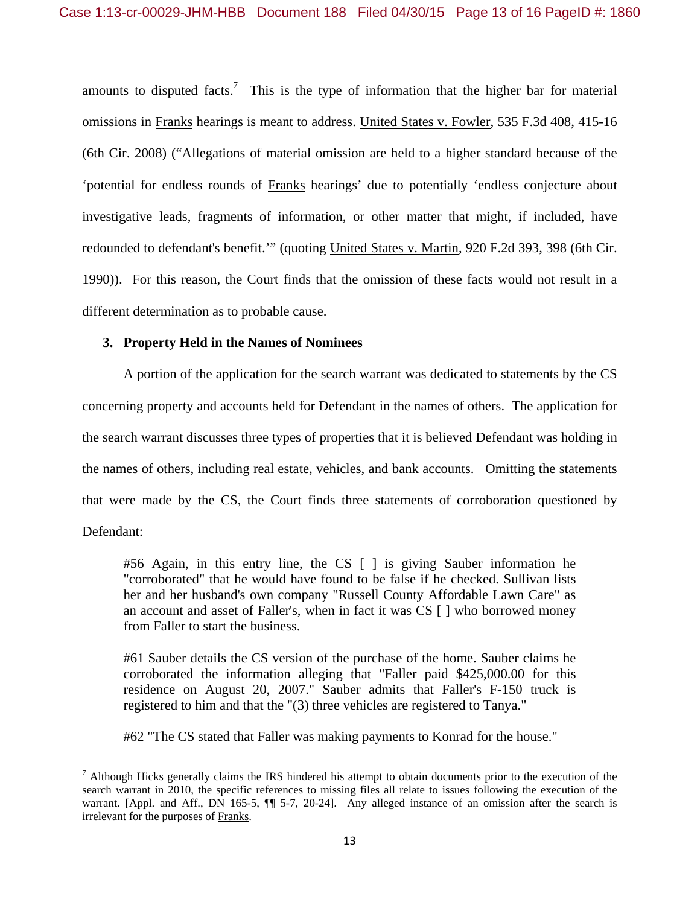amounts to disputed facts.[7] This is the type of information that the higher bar for material omissions in Franks hearings is meant to address. United States v. Fowler, 535 F.3d 408, 415-16 (6th Cir. 2008) ("Allegations of material omission are held to a higher standard because of the 'potential for endless rounds of Franks hearings' due to potentially 'endless conjecture about investigative leads, fragments of information, or other matter that might, if included, have redounded to defendant's benefit.'" (quoting United States v. Martin, 920 F.2d 393, 398 (6th Cir. 1990)). For this reason, the Court finds that the omission of these facts would not result in a different determination as to probable cause.

### 3. Property Held in the Names of Nominees

A portion of the application for the search warrant was dedicated to statements by the CS concerning property and accounts held for Defendant in the names of others. The application for the search warrant discusses three types of properties that it is believed Defendant was holding in the names of others, including real estate, vehicles, and bank accounts. Omitting the statements that were made by the CS, the Court finds three statements of corroboration questioned by Defendant:

> #56 Again, in this entry line, the CS [ ] is giving Sauber information he "corroborated" that he would have found to be false if he checked. Sullivan lists her and her husband's own company "Russell County Affordable Lawn Care" as an account and asset of Faller's, when in fact it was CS [ ] who borrowed money from Faller to start the business.
>
> #61 Sauber details the CS version of the purchase of the home. Sauber claims he corroborated the information alleging that "Faller paid $425,000.00 for this residence on August 20, 2007." Sauber admits that Faller's F-150 truck is registered to him and that the "(3) three vehicles are registered to Tanya."
>
> #62 "The CS stated that Faller was making payments to Konrad for the house."

---

[7] Although Hicks generally claims the IRS hindered his attempt to obtain documents prior to the execution of the search warrant in 2010, the specific references to missing files all relate to issues following the execution of the warrant. [Appl. and Aff., DN 165-5, ¶¶ 5-7, 20-24]. Any alleged instance of an omission after the search is irrelevant for the purposes of Franks.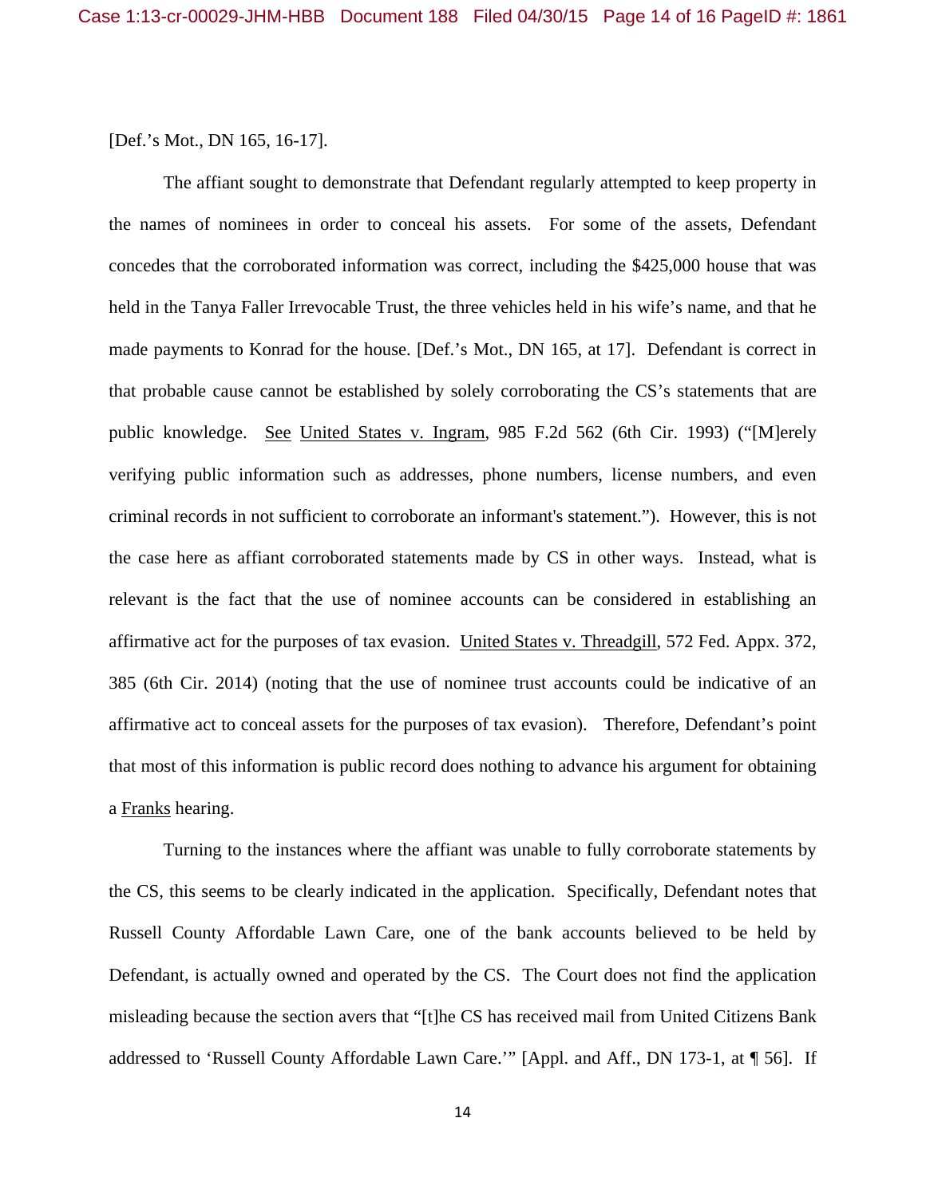[Def.'s Mot., DN 165, 16-17].

The affiant sought to demonstrate that Defendant regularly attempted to keep property in the names of nominees in order to conceal his assets. For some of the assets, Defendant concedes that the corroborated information was correct, including the $425,000 house that was held in the Tanya Faller Irrevocable Trust, the three vehicles held in his wife's name, and that he made payments to Konrad for the house. [Def.'s Mot., DN 165, at 17]. Defendant is correct in that probable cause cannot be established by solely corroborating the CS's statements that are public knowledge. See United States v. Ingram, 985 F.2d 562 (6th Cir. 1993) ("[M]erely verifying public information such as addresses, phone numbers, license numbers, and even criminal records in not sufficient to corroborate an informant's statement."). However, this is not the case here as affiant corroborated statements made by CS in other ways. Instead, what is relevant is the fact that the use of nominee accounts can be considered in establishing an affirmative act for the purposes of tax evasion. United States v. Threadgill, 572 Fed. Appx. 372, 385 (6th Cir. 2014) (noting that the use of nominee trust accounts could be indicative of an affirmative act to conceal assets for the purposes of tax evasion). Therefore, Defendant's point that most of this information is public record does nothing to advance his argument for obtaining a Franks hearing.

Turning to the instances where the affiant was unable to fully corroborate statements by the CS, this seems to be clearly indicated in the application. Specifically, Defendant notes that Russell County Affordable Lawn Care, one of the bank accounts believed to be held by Defendant, is actually owned and operated by the CS. The Court does not find the application misleading because the section avers that "[t]he CS has received mail from United Citizens Bank addressed to 'Russell County Affordable Lawn Care.'" [Appl. and Aff., DN 173-1, at ¶ 56]. If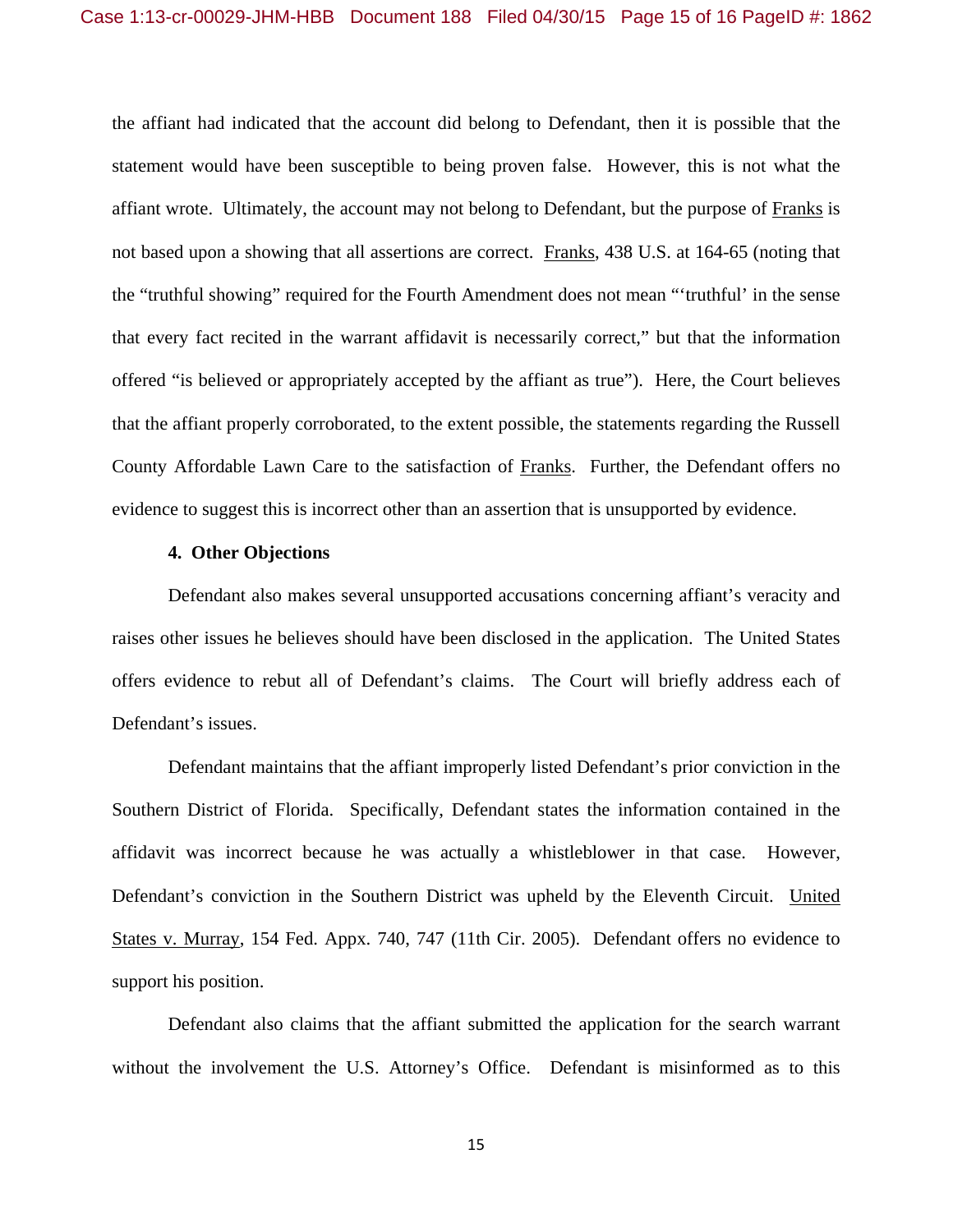the affiant had indicated that the account did belong to Defendant, then it is possible that the statement would have been susceptible to being proven false. However, this is not what the affiant wrote. Ultimately, the account may not belong to Defendant, but the purpose of Franks is not based upon a showing that all assertions are correct. Franks, 438 U.S. at 164-65 (noting that the "truthful showing" required for the Fourth Amendment does not mean "'truthful' in the sense that every fact recited in the warrant affidavit is necessarily correct," but that the information offered "is believed or appropriately accepted by the affiant as true"). Here, the Court believes that the affiant properly corroborated, to the extent possible, the statements regarding the Russell County Affordable Lawn Care to the satisfaction of Franks. Further, the Defendant offers no evidence to suggest this is incorrect other than an assertion that is unsupported by evidence.

**4. Other Objections**

Defendant also makes several unsupported accusations concerning affiant's veracity and raises other issues he believes should have been disclosed in the application. The United States offers evidence to rebut all of Defendant's claims. The Court will briefly address each of Defendant's issues.

Defendant maintains that the affiant improperly listed Defendant's prior conviction in the Southern District of Florida. Specifically, Defendant states the information contained in the affidavit was incorrect because he was actually a whistleblower in that case. However, Defendant's conviction in the Southern District was upheld by the Eleventh Circuit. United States v. Murray, 154 Fed. Appx. 740, 747 (11th Cir. 2005). Defendant offers no evidence to support his position.

Defendant also claims that the affiant submitted the application for the search warrant without the involvement the U.S. Attorney's Office. Defendant is misinformed as to this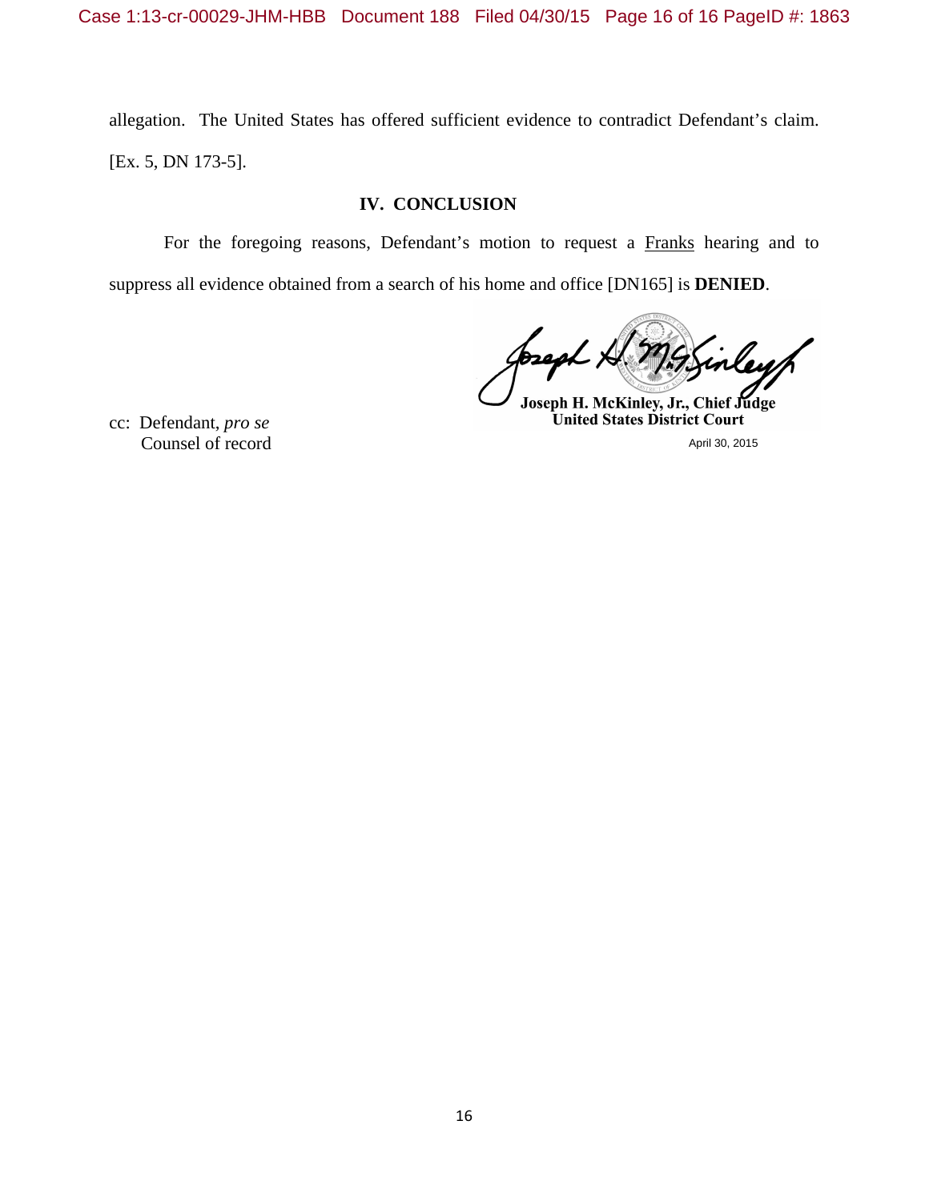allegation. The United States has offered sufficient evidence to contradict Defendant's claim. [Ex. 5, DN 173-5].

## IV. CONCLUSION

For the foregoing reasons, Defendant's motion to request a Franks hearing and to suppress all evidence obtained from a search of his home and office [DN165] is **DENIED**.

**Joseph H. McKinley, Jr., Chief Judge**
**United States District Court**

April 30, 2015

cc: Defendant, *pro se*
Counsel of record